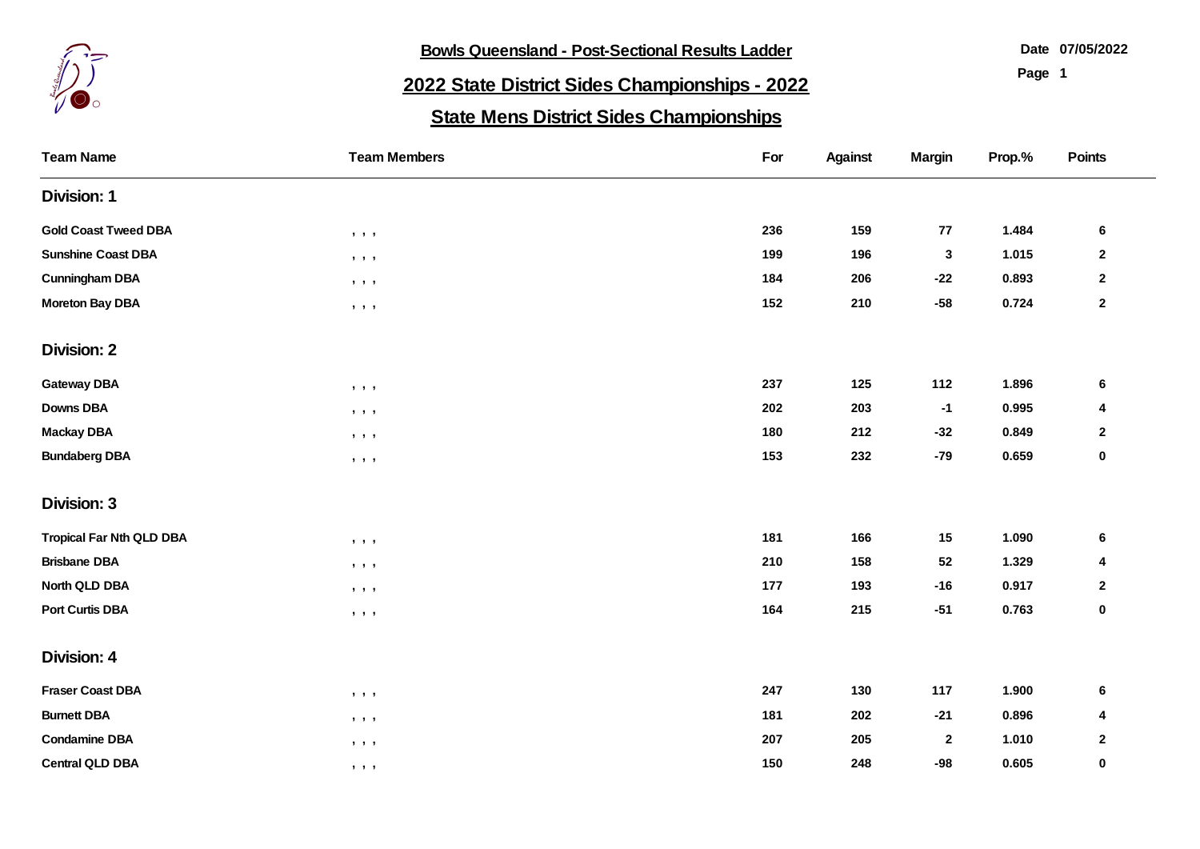# Bowls Queensland - Post-Sectional Results Ladder

Date 07/05/2022

## 2022 State District Sides Championships - 2022

## State Mens District Sides Championships

| Team Name | Team Members | For | Against | Margin | Prop.% | Points |
|---|---|---|---|---|---|---|
| **Division: 1** | | | | | | |
| Gold Coast Tweed DBA | , , , | 236 | 159 | 77 | 1.484 | 6 |
| Sunshine Coast DBA | , , , | 199 | 196 | 3 | 1.015 | 2 |
| Cunningham DBA | , , , | 184 | 206 | -22 | 0.893 | 2 |
| Moreton Bay DBA | , , , | 152 | 210 | -58 | 0.724 | 2 |
| **Division: 2** | | | | | | |
| Gateway DBA | , , , | 237 | 125 | 112 | 1.896 | 6 |
| Downs DBA | , , , | 202 | 203 | -1 | 0.995 | 4 |
| Mackay DBA | , , , | 180 | 212 | -32 | 0.849 | 2 |
| Bundaberg DBA | , , , | 153 | 232 | -79 | 0.659 | 0 |
| **Division: 3** | | | | | | |
| Tropical Far Nth QLD DBA | , , , | 181 | 166 | 15 | 1.090 | 6 |
| Brisbane DBA | , , , | 210 | 158 | 52 | 1.329 | 4 |
| North QLD DBA | , , , | 177 | 193 | -16 | 0.917 | 2 |
| Port Curtis DBA | , , , | 164 | 215 | -51 | 0.763 | 0 |
| **Division: 4** | | | | | | |
| Fraser Coast DBA | , , , | 247 | 130 | 117 | 1.900 | 6 |
| Burnett DBA | , , , | 181 | 202 | -21 | 0.896 | 4 |
| Condamine DBA | , , , | 207 | 205 | 2 | 1.010 | 2 |
| Central QLD DBA | , , , | 150 | 248 | -98 | 0.605 | 0 |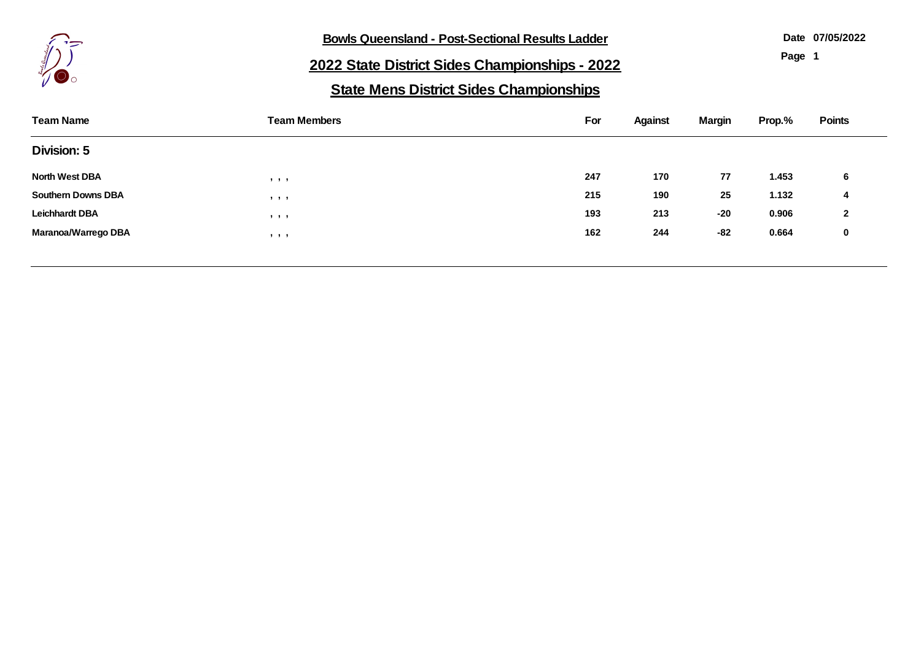# Bowls Queensland - Post-Sectional Results Ladder

Date 07/05/2022

## 2022 State District Sides Championships - 2022

## State Mens District Sides Championships

| Team Name | Team Members | For | Against | Margin | Prop.% | Points |
|---|---|---|---|---|---|---|
| **Division: 5** | | | | | | |
| North West DBA | , , , | 247 | 170 | 77 | 1.453 | 6 |
| Southern Downs DBA | , , , | 215 | 190 | 25 | 1.132 | 4 |
| Leichhardt DBA | , , , | 193 | 213 | -20 | 0.906 | 2 |
| Maranoa/Warrego DBA | , , , | 162 | 244 | -82 | 0.664 | 0 |